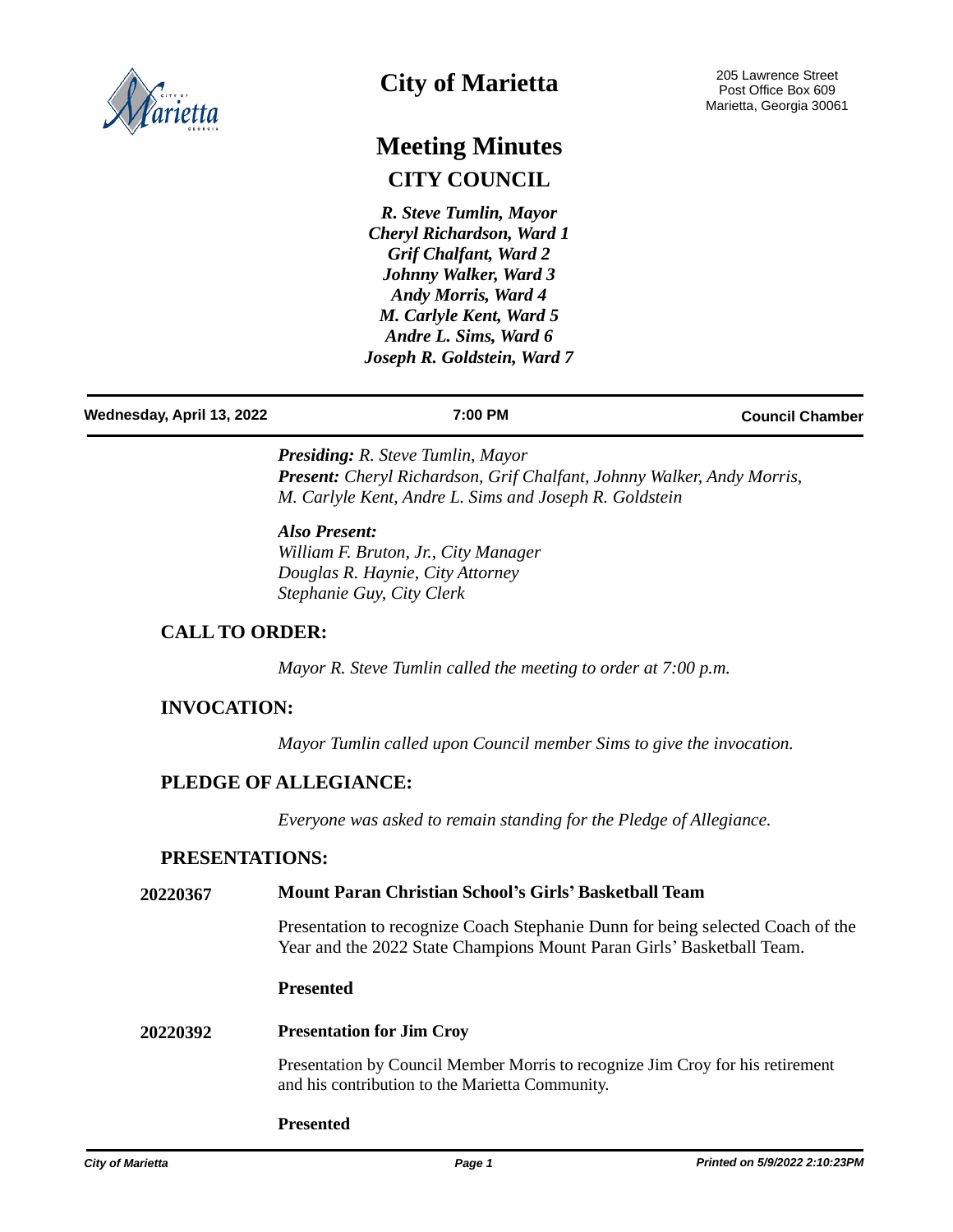# City of Marietta

205 Lawrence Street
Post Office Box 609
Marietta, Georgia 30061

# Meeting Minutes

## CITY COUNCIL

*R. Steve Tumlin, Mayor*
*Cheryl Richardson, Ward 1*
*Grif Chalfant, Ward 2*
*Johnny Walker, Ward 3*
*Andy Morris, Ward 4*
*M. Carlyle Kent, Ward 5*
*Andre L. Sims, Ward 6*
*Joseph R. Goldstein, Ward 7*

**Wednesday, April 13, 2022** | **7:00 PM** | **Council Chamber**

***Presiding:*** *R. Steve Tumlin, Mayor*
***Present:*** *Cheryl Richardson, Grif Chalfant, Johnny Walker, Andy Morris, M. Carlyle Kent, Andre L. Sims and Joseph R. Goldstein*

***Also Present:***
*William F. Bruton, Jr., City Manager*
*Douglas R. Haynie, City Attorney*
*Stephanie Guy, City Clerk*

## CALL TO ORDER:

*Mayor R. Steve Tumlin called the meeting to order at 7:00 p.m.*

## INVOCATION:

*Mayor Tumlin called upon Council member Sims to give the invocation.*

## PLEDGE OF ALLEGIANCE:

*Everyone was asked to remain standing for the Pledge of Allegiance.*

## PRESENTATIONS:

**20220367** **Mount Paran Christian School's Girls' Basketball Team**

Presentation to recognize Coach Stephanie Dunn for being selected Coach of the Year and the 2022 State Champions Mount Paran Girls' Basketball Team.

**Presented**

**20220392** **Presentation for Jim Croy**

Presentation by Council Member Morris to recognize Jim Croy for his retirement and his contribution to the Marietta Community.

**Presented**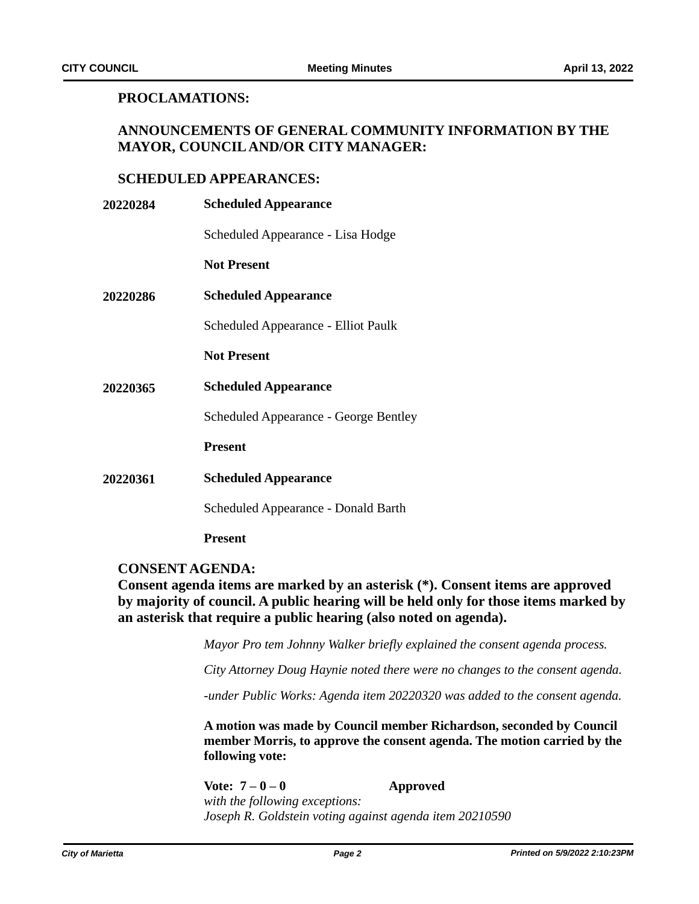## PROCLAMATIONS:

## ANNOUNCEMENTS OF GENERAL COMMUNITY INFORMATION BY THE MAYOR, COUNCIL AND/OR CITY MANAGER:

## SCHEDULED APPEARANCES:

**20220284** **Scheduled Appearance**

Scheduled Appearance - Lisa Hodge

**Not Present**

**20220286** **Scheduled Appearance**

Scheduled Appearance - Elliot Paulk

**Not Present**

**20220365** **Scheduled Appearance**

Scheduled Appearance - George Bentley

**Present**

**20220361** **Scheduled Appearance**

Scheduled Appearance - Donald Barth

**Present**

## CONSENT AGENDA:

**Consent agenda items are marked by an asterisk (*). Consent items are approved by majority of council. A public hearing will be held only for those items marked by an asterisk that require a public hearing (also noted on agenda).**

*Mayor Pro tem Johnny Walker briefly explained the consent agenda process.*

*City Attorney Doug Haynie noted there were no changes to the consent agenda.*

*-under Public Works: Agenda item 20220320 was added to the consent agenda.*

**A motion was made by Council member Richardson, seconded by Council member Morris, to approve the consent agenda. The motion carried by the following vote:**

**Vote: 7 – 0 – 0** **Approved**

*with the following exceptions:*
*Joseph R. Goldstein voting against agenda item 20210590*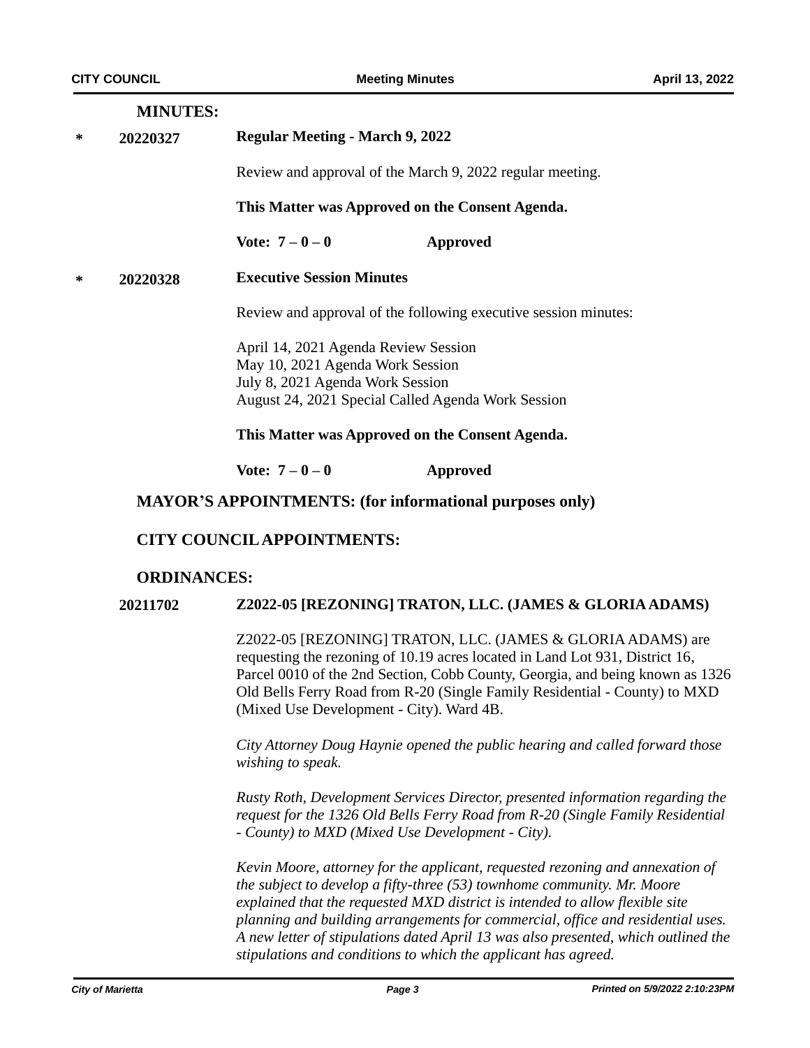**MINUTES:**

\* **20220327** **Regular Meeting - March 9, 2022**

Review and approval of the March 9, 2022 regular meeting.

**This Matter was Approved on the Consent Agenda.**

**Vote: 7 – 0 – 0** **Approved**

\* **20220328** **Executive Session Minutes**

Review and approval of the following executive session minutes:

April 14, 2021 Agenda Review Session
May 10, 2021 Agenda Work Session
July 8, 2021 Agenda Work Session
August 24, 2021 Special Called Agenda Work Session

**This Matter was Approved on the Consent Agenda.**

**Vote: 7 – 0 – 0** **Approved**

**MAYOR'S APPOINTMENTS: (for informational purposes only)**

**CITY COUNCIL APPOINTMENTS:**

**ORDINANCES:**

**20211702** **Z2022-05 [REZONING] TRATON, LLC. (JAMES & GLORIA ADAMS)**

Z2022-05 [REZONING] TRATON, LLC. (JAMES & GLORIA ADAMS) are requesting the rezoning of 10.19 acres located in Land Lot 931, District 16, Parcel 0010 of the 2nd Section, Cobb County, Georgia, and being known as 1326 Old Bells Ferry Road from R-20 (Single Family Residential - County) to MXD (Mixed Use Development - City). Ward 4B.

*City Attorney Doug Haynie opened the public hearing and called forward those wishing to speak.*

*Rusty Roth, Development Services Director, presented information regarding the request for the 1326 Old Bells Ferry Road from R-20 (Single Family Residential - County) to MXD (Mixed Use Development - City).*

*Kevin Moore, attorney for the applicant, requested rezoning and annexation of the subject to develop a fifty-three (53) townhome community. Mr. Moore explained that the requested MXD district is intended to allow flexible site planning and building arrangements for commercial, office and residential uses. A new letter of stipulations dated April 13 was also presented, which outlined the stipulations and conditions to which the applicant has agreed.*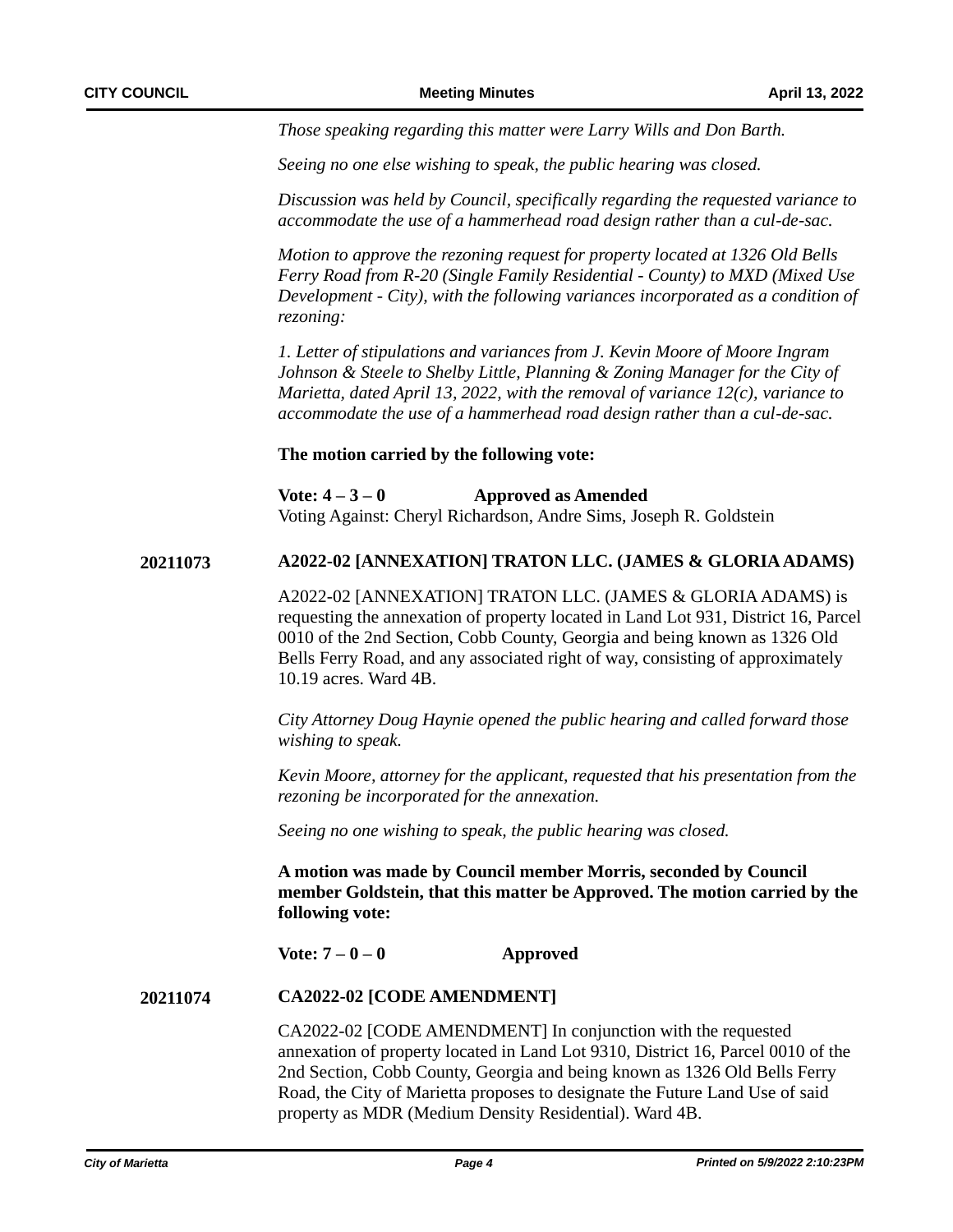*Those speaking regarding this matter were Larry Wills and Don Barth.*

*Seeing no one else wishing to speak, the public hearing was closed.*

*Discussion was held by Council, specifically regarding the requested variance to accommodate the use of a hammerhead road design rather than a cul-de-sac.*

*Motion to approve the rezoning request for property located at 1326 Old Bells Ferry Road from R-20 (Single Family Residential - County) to MXD (Mixed Use Development - City), with the following variances incorporated as a condition of rezoning:*

*1. Letter of stipulations and variances from J. Kevin Moore of Moore Ingram Johnson & Steele to Shelby Little, Planning & Zoning Manager for the City of Marietta, dated April 13, 2022, with the removal of variance 12(c), variance to accommodate the use of a hammerhead road design rather than a cul-de-sac.*

**The motion carried by the following vote:**

**Vote: 4 – 3 – 0** **Approved as Amended**
Voting Against: Cheryl Richardson, Andre Sims, Joseph R. Goldstein

**20211073** **A2022-02 [ANNEXATION] TRATON LLC. (JAMES & GLORIA ADAMS)**

A2022-02 [ANNEXATION] TRATON LLC. (JAMES & GLORIA ADAMS) is requesting the annexation of property located in Land Lot 931, District 16, Parcel 0010 of the 2nd Section, Cobb County, Georgia and being known as 1326 Old Bells Ferry Road, and any associated right of way, consisting of approximately 10.19 acres. Ward 4B.

*City Attorney Doug Haynie opened the public hearing and called forward those wishing to speak.*

*Kevin Moore, attorney for the applicant, requested that his presentation from the rezoning be incorporated for the annexation.*

*Seeing no one wishing to speak, the public hearing was closed.*

**A motion was made by Council member Morris, seconded by Council member Goldstein, that this matter be Approved. The motion carried by the following vote:**

**Vote: 7 – 0 – 0** **Approved**

**20211074** **CA2022-02 [CODE AMENDMENT]**

CA2022-02 [CODE AMENDMENT] In conjunction with the requested annexation of property located in Land Lot 9310, District 16, Parcel 0010 of the 2nd Section, Cobb County, Georgia and being known as 1326 Old Bells Ferry Road, the City of Marietta proposes to designate the Future Land Use of said property as MDR (Medium Density Residential). Ward 4B.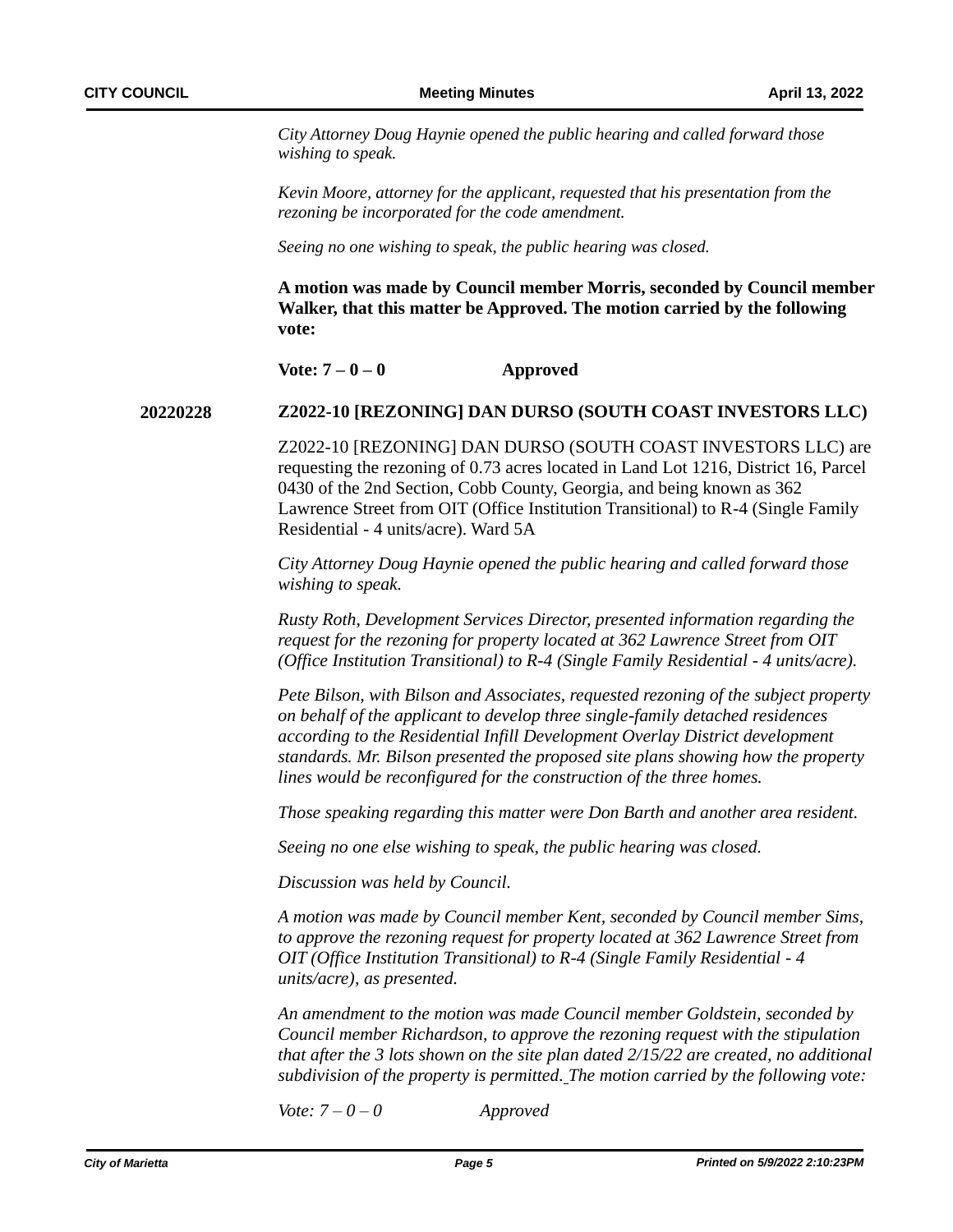*City Attorney Doug Haynie opened the public hearing and called forward those wishing to speak.*

*Kevin Moore, attorney for the applicant, requested that his presentation from the rezoning be incorporated for the code amendment.*

*Seeing no one wishing to speak, the public hearing was closed.*

**A motion was made by Council member Morris, seconded by Council member Walker, that this matter be Approved. The motion carried by the following vote:**

**Vote: 7 – 0 – 0 Approved**

**20220228 Z2022-10 [REZONING] DAN DURSO (SOUTH COAST INVESTORS LLC)**

Z2022-10 [REZONING] DAN DURSO (SOUTH COAST INVESTORS LLC) are requesting the rezoning of 0.73 acres located in Land Lot 1216, District 16, Parcel 0430 of the 2nd Section, Cobb County, Georgia, and being known as 362 Lawrence Street from OIT (Office Institution Transitional) to R-4 (Single Family Residential - 4 units/acre). Ward 5A

*City Attorney Doug Haynie opened the public hearing and called forward those wishing to speak.*

*Rusty Roth, Development Services Director, presented information regarding the request for the rezoning for property located at 362 Lawrence Street from OIT (Office Institution Transitional) to R-4 (Single Family Residential - 4 units/acre).*

*Pete Bilson, with Bilson and Associates, requested rezoning of the subject property on behalf of the applicant to develop three single-family detached residences according to the Residential Infill Development Overlay District development standards. Mr. Bilson presented the proposed site plans showing how the property lines would be reconfigured for the construction of the three homes.*

*Those speaking regarding this matter were Don Barth and another area resident.*

*Seeing no one else wishing to speak, the public hearing was closed.*

*Discussion was held by Council.*

*A motion was made by Council member Kent, seconded by Council member Sims, to approve the rezoning request for property located at 362 Lawrence Street from OIT (Office Institution Transitional) to R-4 (Single Family Residential - 4 units/acre), as presented.*

*An amendment to the motion was made Council member Goldstein, seconded by Council member Richardson, to approve the rezoning request with the stipulation that after the 3 lots shown on the site plan dated 2/15/22 are created, no additional subdivision of the property is permitted. The motion carried by the following vote:*

*Vote: 7 – 0 – 0 Approved*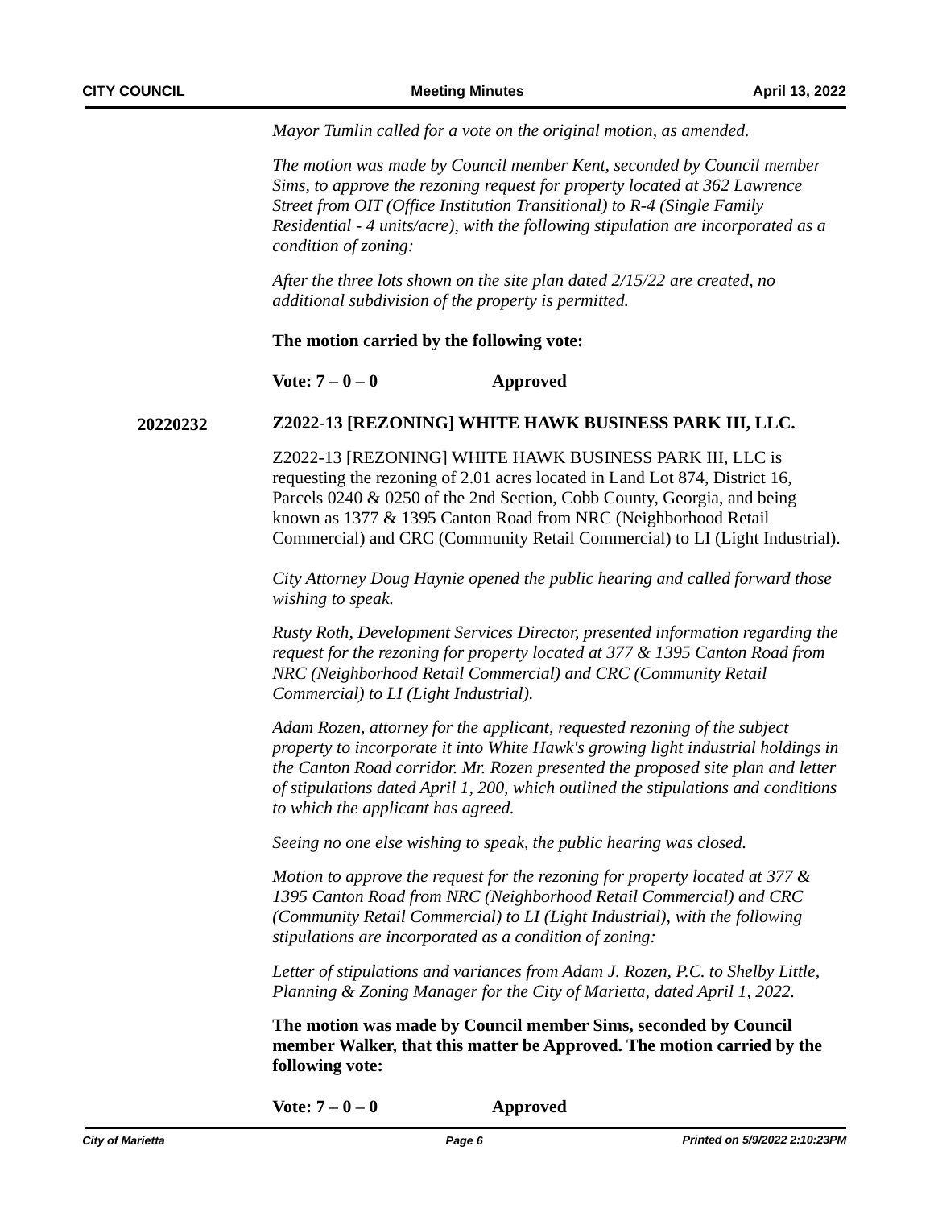*Mayor Tumlin called for a vote on the original motion, as amended.*

*The motion was made by Council member Kent, seconded by Council member Sims, to approve the rezoning request for property located at 362 Lawrence Street from OIT (Office Institution Transitional) to R-4 (Single Family Residential - 4 units/acre), with the following stipulation are incorporated as a condition of zoning:*

*After the three lots shown on the site plan dated 2/15/22 are created, no additional subdivision of the property is permitted.*

**The motion carried by the following vote:**

**Vote: 7 – 0 – 0** **Approved**

**20220232** **Z2022-13 [REZONING] WHITE HAWK BUSINESS PARK III, LLC.**

Z2022-13 [REZONING] WHITE HAWK BUSINESS PARK III, LLC is requesting the rezoning of 2.01 acres located in Land Lot 874, District 16, Parcels 0240 & 0250 of the 2nd Section, Cobb County, Georgia, and being known as 1377 & 1395 Canton Road from NRC (Neighborhood Retail Commercial) and CRC (Community Retail Commercial) to LI (Light Industrial).

*City Attorney Doug Haynie opened the public hearing and called forward those wishing to speak.*

*Rusty Roth, Development Services Director, presented information regarding the request for the rezoning for property located at 377 & 1395 Canton Road from NRC (Neighborhood Retail Commercial) and CRC (Community Retail Commercial) to LI (Light Industrial).*

*Adam Rozen, attorney for the applicant, requested rezoning of the subject property to incorporate it into White Hawk's growing light industrial holdings in the Canton Road corridor. Mr. Rozen presented the proposed site plan and letter of stipulations dated April 1, 200, which outlined the stipulations and conditions to which the applicant has agreed.*

*Seeing no one else wishing to speak, the public hearing was closed.*

*Motion to approve the request for the rezoning for property located at 377 & 1395 Canton Road from NRC (Neighborhood Retail Commercial) and CRC (Community Retail Commercial) to LI (Light Industrial), with the following stipulations are incorporated as a condition of zoning:*

*Letter of stipulations and variances from Adam J. Rozen, P.C. to Shelby Little, Planning & Zoning Manager for the City of Marietta, dated April 1, 2022.*

**The motion was made by Council member Sims, seconded by Council member Walker, that this matter be Approved. The motion carried by the following vote:**

**Vote: 7 – 0 – 0** **Approved**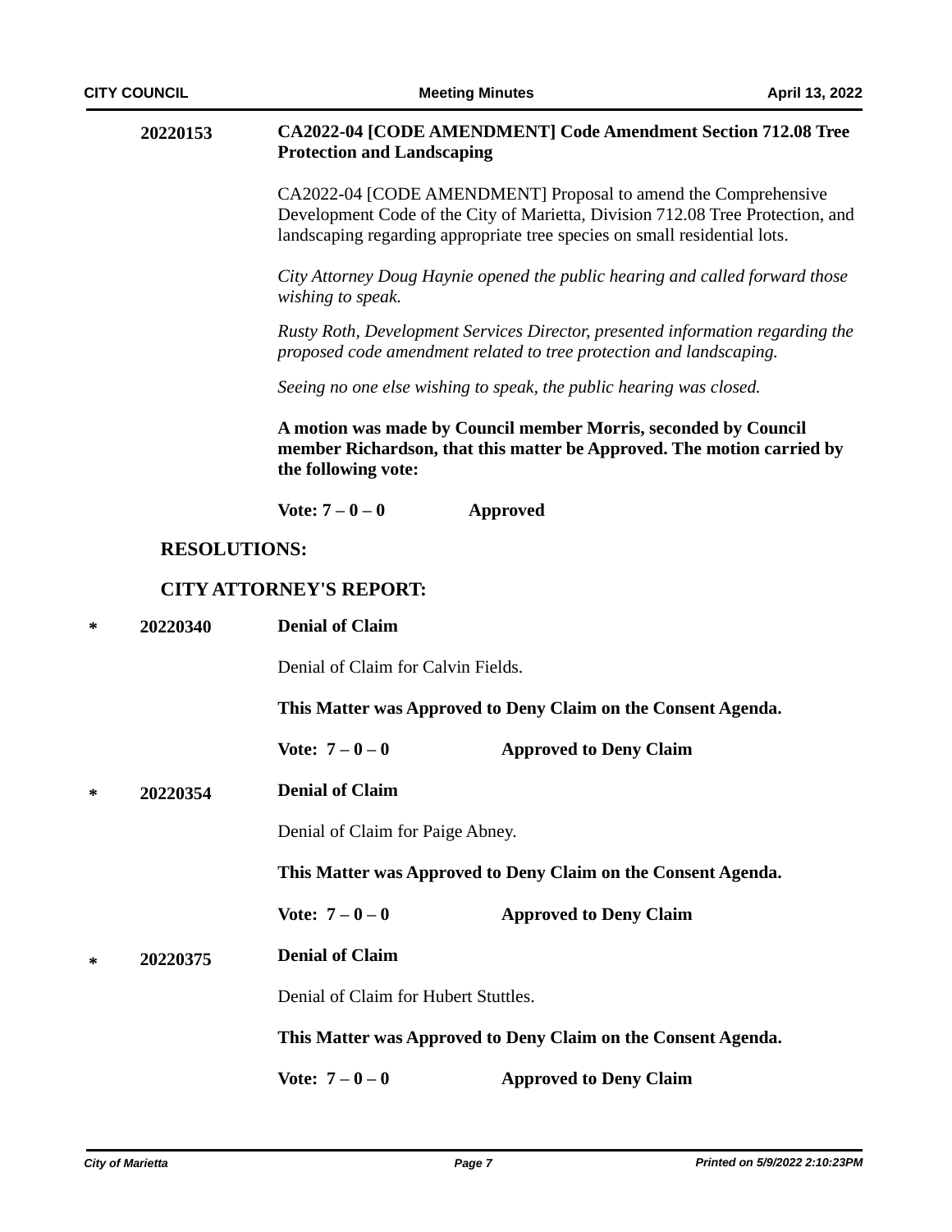**20220153** **CA2022-04 [CODE AMENDMENT] Code Amendment Section 712.08 Tree Protection and Landscaping**

CA2022-04 [CODE AMENDMENT] Proposal to amend the Comprehensive Development Code of the City of Marietta, Division 712.08 Tree Protection, and landscaping regarding appropriate tree species on small residential lots.

*City Attorney Doug Haynie opened the public hearing and called forward those wishing to speak.*

*Rusty Roth, Development Services Director, presented information regarding the proposed code amendment related to tree protection and landscaping.*

*Seeing no one else wishing to speak, the public hearing was closed.*

**A motion was made by Council member Morris, seconded by Council member Richardson, that this matter be Approved. The motion carried by the following vote:**

**Vote: 7 – 0 – 0** **Approved**

## RESOLUTIONS:

## CITY ATTORNEY'S REPORT:

\* **20220340** **Denial of Claim**

Denial of Claim for Calvin Fields.

**This Matter was Approved to Deny Claim on the Consent Agenda.**

**Vote: 7 – 0 – 0** **Approved to Deny Claim**

\* **20220354** **Denial of Claim**

Denial of Claim for Paige Abney.

**This Matter was Approved to Deny Claim on the Consent Agenda.**

**Vote: 7 – 0 – 0** **Approved to Deny Claim**

\* **20220375** **Denial of Claim**

Denial of Claim for Hubert Stuttles.

**This Matter was Approved to Deny Claim on the Consent Agenda.**

**Vote: 7 – 0 – 0** **Approved to Deny Claim**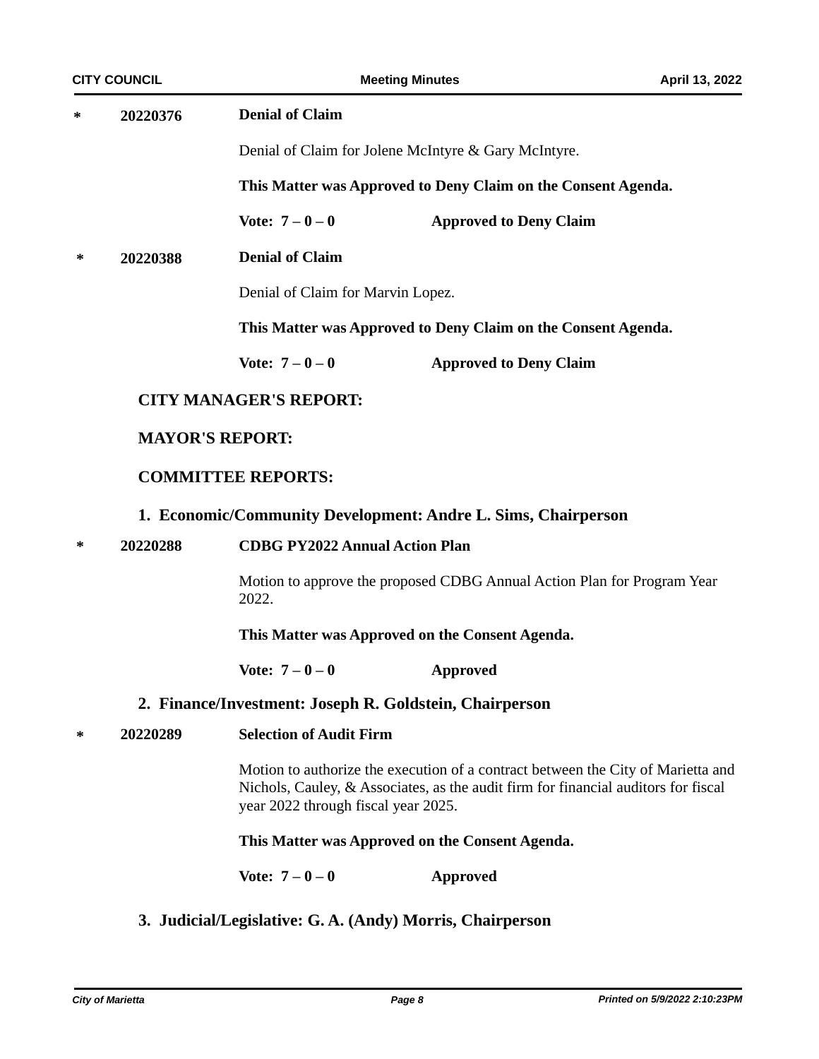\* **20220376** **Denial of Claim**

Denial of Claim for Jolene McIntyre & Gary McIntyre.

**This Matter was Approved to Deny Claim on the Consent Agenda.**

**Vote: 7 – 0 – 0** **Approved to Deny Claim**

\* **20220388** **Denial of Claim**

Denial of Claim for Marvin Lopez.

**This Matter was Approved to Deny Claim on the Consent Agenda.**

**Vote: 7 – 0 – 0** **Approved to Deny Claim**

## CITY MANAGER'S REPORT:

## MAYOR'S REPORT:

## COMMITTEE REPORTS:

### 1. Economic/Community Development: Andre L. Sims, Chairperson

\* **20220288** **CDBG PY2022 Annual Action Plan**

Motion to approve the proposed CDBG Annual Action Plan for Program Year 2022.

**This Matter was Approved on the Consent Agenda.**

**Vote: 7 – 0 – 0** **Approved**

### 2. Finance/Investment: Joseph R. Goldstein, Chairperson

\* **20220289** **Selection of Audit Firm**

Motion to authorize the execution of a contract between the City of Marietta and Nichols, Cauley, & Associates, as the audit firm for financial auditors for fiscal year 2022 through fiscal year 2025.

**This Matter was Approved on the Consent Agenda.**

**Vote: 7 – 0 – 0** **Approved**

### 3. Judicial/Legislative: G. A. (Andy) Morris, Chairperson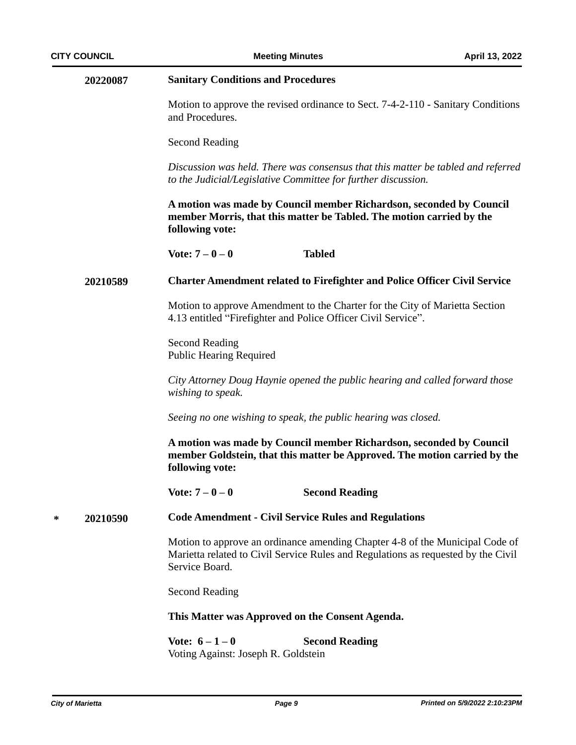**20220087** **Sanitary Conditions and Procedures**

Motion to approve the revised ordinance to Sect. 7-4-2-110 - Sanitary Conditions and Procedures.

Second Reading

*Discussion was held. There was consensus that this matter be tabled and referred to the Judicial/Legislative Committee for further discussion.*

**A motion was made by Council member Richardson, seconded by Council member Morris, that this matter be Tabled. The motion carried by the following vote:**

**Vote: 7 – 0 – 0** **Tabled**

**20210589** **Charter Amendment related to Firefighter and Police Officer Civil Service**

Motion to approve Amendment to the Charter for the City of Marietta Section 4.13 entitled "Firefighter and Police Officer Civil Service".

Second Reading
Public Hearing Required

*City Attorney Doug Haynie opened the public hearing and called forward those wishing to speak.*

*Seeing no one wishing to speak, the public hearing was closed.*

**A motion was made by Council member Richardson, seconded by Council member Goldstein, that this matter be Approved. The motion carried by the following vote:**

**Vote: 7 – 0 – 0** **Second Reading**

\* **20210590** **Code Amendment - Civil Service Rules and Regulations**

Motion to approve an ordinance amending Chapter 4-8 of the Municipal Code of Marietta related to Civil Service Rules and Regulations as requested by the Civil Service Board.

Second Reading

**This Matter was Approved on the Consent Agenda.**

**Vote: 6 – 1 – 0** **Second Reading**
Voting Against: Joseph R. Goldstein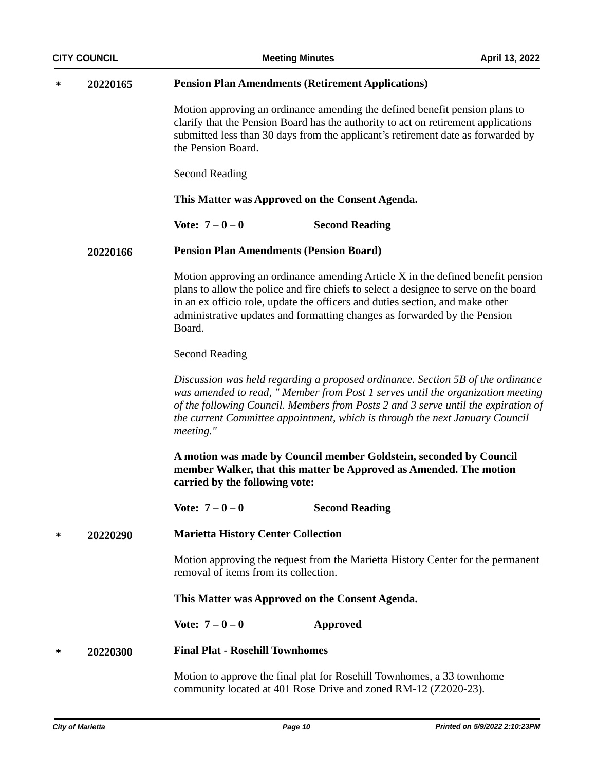**\* 20220165 Pension Plan Amendments (Retirement Applications)**

Motion approving an ordinance amending the defined benefit pension plans to clarify that the Pension Board has the authority to act on retirement applications submitted less than 30 days from the applicant's retirement date as forwarded by the Pension Board.

Second Reading

**This Matter was Approved on the Consent Agenda.**

**Vote: 7 – 0 – 0 Second Reading**

**20220166 Pension Plan Amendments (Pension Board)**

Motion approving an ordinance amending Article X in the defined benefit pension plans to allow the police and fire chiefs to select a designee to serve on the board in an ex officio role, update the officers and duties section, and make other administrative updates and formatting changes as forwarded by the Pension Board.

Second Reading

*Discussion was held regarding a proposed ordinance. Section 5B of the ordinance was amended to read, " Member from Post 1 serves until the organization meeting of the following Council. Members from Posts 2 and 3 serve until the expiration of the current Committee appointment, which is through the next January Council meeting."*

**A motion was made by Council member Goldstein, seconded by Council member Walker, that this matter be Approved as Amended. The motion carried by the following vote:**

**Vote: 7 – 0 – 0 Second Reading**

**\* 20220290 Marietta History Center Collection**

Motion approving the request from the Marietta History Center for the permanent removal of items from its collection.

**This Matter was Approved on the Consent Agenda.**

**Vote: 7 – 0 – 0 Approved**

**\* 20220300 Final Plat - Rosehill Townhomes**

Motion to approve the final plat for Rosehill Townhomes, a 33 townhome community located at 401 Rose Drive and zoned RM-12 (Z2020-23).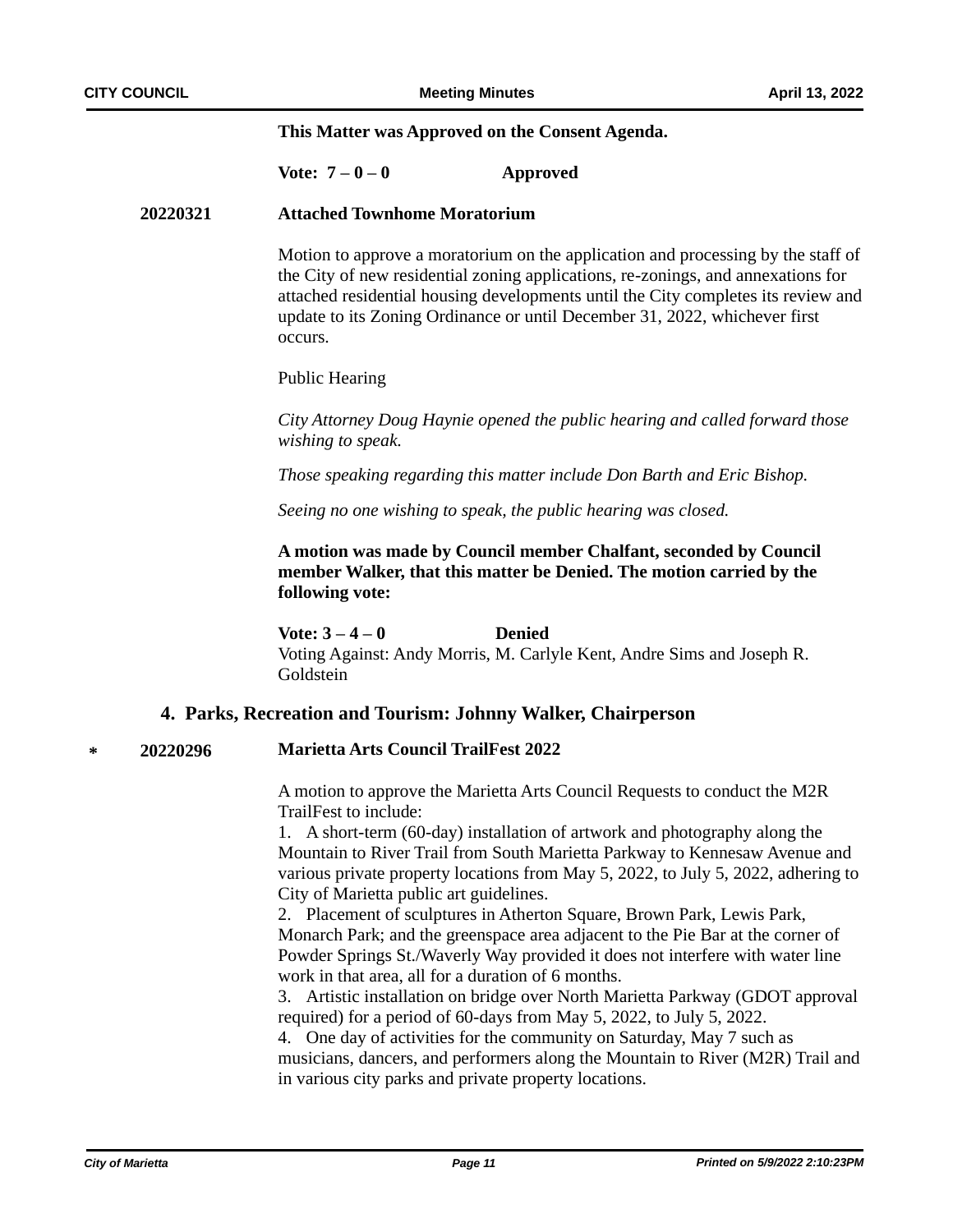**This Matter was Approved on the Consent Agenda.**

**Vote: 7 – 0 – 0 Approved**

**20220321 Attached Townhome Moratorium**

Motion to approve a moratorium on the application and processing by the staff of the City of new residential zoning applications, re-zonings, and annexations for attached residential housing developments until the City completes its review and update to its Zoning Ordinance or until December 31, 2022, whichever first occurs.

Public Hearing

*City Attorney Doug Haynie opened the public hearing and called forward those wishing to speak.*

*Those speaking regarding this matter include Don Barth and Eric Bishop.*

*Seeing no one wishing to speak, the public hearing was closed.*

**A motion was made by Council member Chalfant, seconded by Council member Walker, that this matter be Denied. The motion carried by the following vote:**

**Vote: 3 – 4 – 0 Denied**
Voting Against: Andy Morris, M. Carlyle Kent, Andre Sims and Joseph R. Goldstein

## 4. Parks, Recreation and Tourism: Johnny Walker, Chairperson

* **20220296 Marietta Arts Council TrailFest 2022**

A motion to approve the Marietta Arts Council Requests to conduct the M2R TrailFest to include:

1. A short-term (60-day) installation of artwork and photography along the Mountain to River Trail from South Marietta Parkway to Kennesaw Avenue and various private property locations from May 5, 2022, to July 5, 2022, adhering to City of Marietta public art guidelines.
2. Placement of sculptures in Atherton Square, Brown Park, Lewis Park, Monarch Park; and the greenspace area adjacent to the Pie Bar at the corner of Powder Springs St./Waverly Way provided it does not interfere with water line work in that area, all for a duration of 6 months.
3. Artistic installation on bridge over North Marietta Parkway (GDOT approval required) for a period of 60-days from May 5, 2022, to July 5, 2022.
4. One day of activities for the community on Saturday, May 7 such as musicians, dancers, and performers along the Mountain to River (M2R) Trail and in various city parks and private property locations.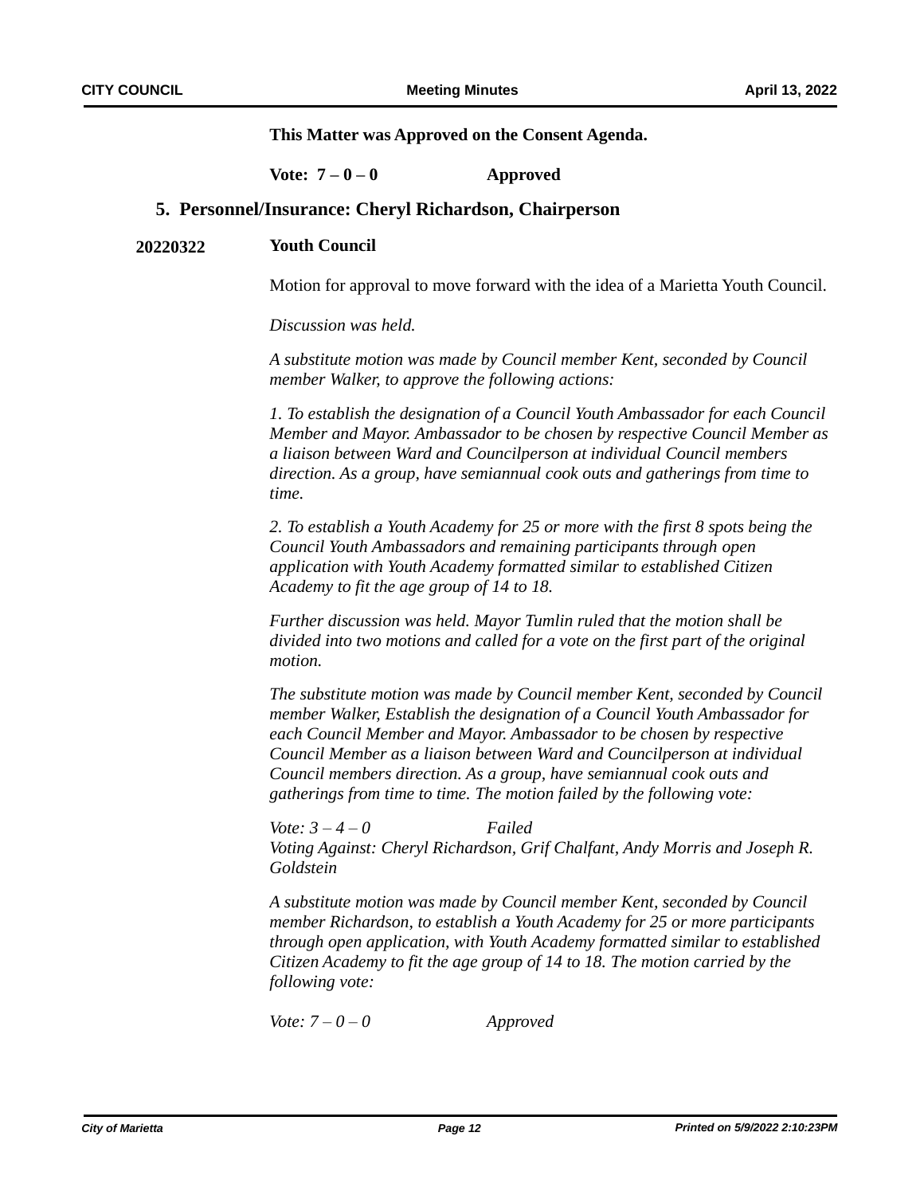**This Matter was Approved on the Consent Agenda.**

**Vote: 7 – 0 – 0 Approved**

## 5. Personnel/Insurance: Cheryl Richardson, Chairperson

**20220322 Youth Council**

Motion for approval to move forward with the idea of a Marietta Youth Council.

*Discussion was held.*

*A substitute motion was made by Council member Kent, seconded by Council member Walker, to approve the following actions:*

*1. To establish the designation of a Council Youth Ambassador for each Council Member and Mayor. Ambassador to be chosen by respective Council Member as a liaison between Ward and Councilperson at individual Council members direction. As a group, have semiannual cook outs and gatherings from time to time.*

*2. To establish a Youth Academy for 25 or more with the first 8 spots being the Council Youth Ambassadors and remaining participants through open application with Youth Academy formatted similar to established Citizen Academy to fit the age group of 14 to 18.*

*Further discussion was held. Mayor Tumlin ruled that the motion shall be divided into two motions and called for a vote on the first part of the original motion.*

*The substitute motion was made by Council member Kent, seconded by Council member Walker, Establish the designation of a Council Youth Ambassador for each Council Member and Mayor. Ambassador to be chosen by respective Council Member as a liaison between Ward and Councilperson at individual Council members direction. As a group, have semiannual cook outs and gatherings from time to time. The motion failed by the following vote:*

*Vote: 3 – 4 – 0 Failed*
*Voting Against: Cheryl Richardson, Grif Chalfant, Andy Morris and Joseph R. Goldstein*

*A substitute motion was made by Council member Kent, seconded by Council member Richardson, to establish a Youth Academy for 25 or more participants through open application, with Youth Academy formatted similar to established Citizen Academy to fit the age group of 14 to 18. The motion carried by the following vote:*

*Vote: 7 – 0 – 0 Approved*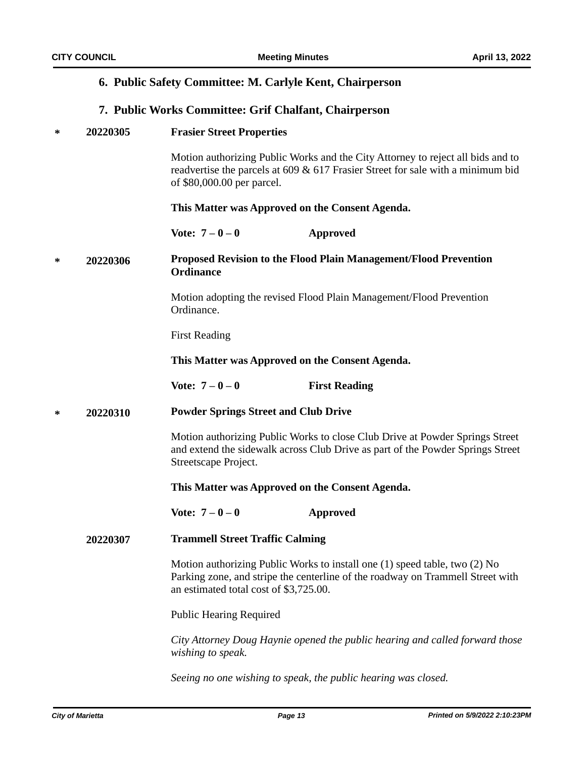## 6. Public Safety Committee: M. Carlyle Kent, Chairperson

## 7. Public Works Committee: Grif Chalfant, Chairperson

\* **20220305** **Frasier Street Properties**

Motion authorizing Public Works and the City Attorney to reject all bids and to readvertise the parcels at 609 & 617 Frasier Street for sale with a minimum bid of $80,000.00 per parcel.

**This Matter was Approved on the Consent Agenda.**

**Vote: 7 – 0 – 0** **Approved**

\* **20220306** **Proposed Revision to the Flood Plain Management/Flood Prevention Ordinance**

Motion adopting the revised Flood Plain Management/Flood Prevention Ordinance.

First Reading

**This Matter was Approved on the Consent Agenda.**

**Vote: 7 – 0 – 0** **First Reading**

\* **20220310** **Powder Springs Street and Club Drive**

Motion authorizing Public Works to close Club Drive at Powder Springs Street and extend the sidewalk across Club Drive as part of the Powder Springs Street Streetscape Project.

**This Matter was Approved on the Consent Agenda.**

**Vote: 7 – 0 – 0** **Approved**

**20220307** **Trammell Street Traffic Calming**

Motion authorizing Public Works to install one (1) speed table, two (2) No Parking zone, and stripe the centerline of the roadway on Trammell Street with an estimated total cost of $3,725.00.

Public Hearing Required

*City Attorney Doug Haynie opened the public hearing and called forward those wishing to speak.*

*Seeing no one wishing to speak, the public hearing was closed.*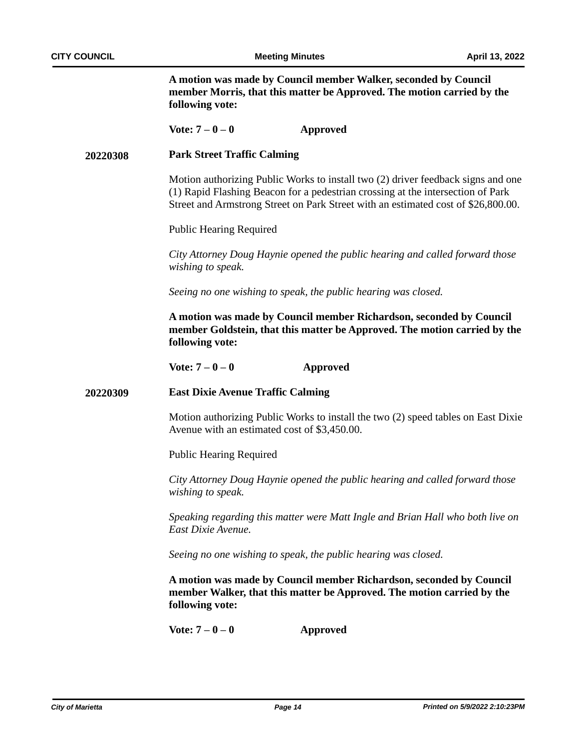**A motion was made by Council member Walker, seconded by Council member Morris, that this matter be Approved. The motion carried by the following vote:**

**Vote: 7 – 0 – 0 Approved**

**20220308 Park Street Traffic Calming**

Motion authorizing Public Works to install two (2) driver feedback signs and one (1) Rapid Flashing Beacon for a pedestrian crossing at the intersection of Park Street and Armstrong Street on Park Street with an estimated cost of $26,800.00.

Public Hearing Required

*City Attorney Doug Haynie opened the public hearing and called forward those wishing to speak.*

*Seeing no one wishing to speak, the public hearing was closed.*

**A motion was made by Council member Richardson, seconded by Council member Goldstein, that this matter be Approved. The motion carried by the following vote:**

**Vote: 7 – 0 – 0 Approved**

**20220309 East Dixie Avenue Traffic Calming**

Motion authorizing Public Works to install the two (2) speed tables on East Dixie Avenue with an estimated cost of $3,450.00.

Public Hearing Required

*City Attorney Doug Haynie opened the public hearing and called forward those wishing to speak.*

*Speaking regarding this matter were Matt Ingle and Brian Hall who both live on East Dixie Avenue.*

*Seeing no one wishing to speak, the public hearing was closed.*

**A motion was made by Council member Richardson, seconded by Council member Walker, that this matter be Approved. The motion carried by the following vote:**

**Vote: 7 – 0 – 0 Approved**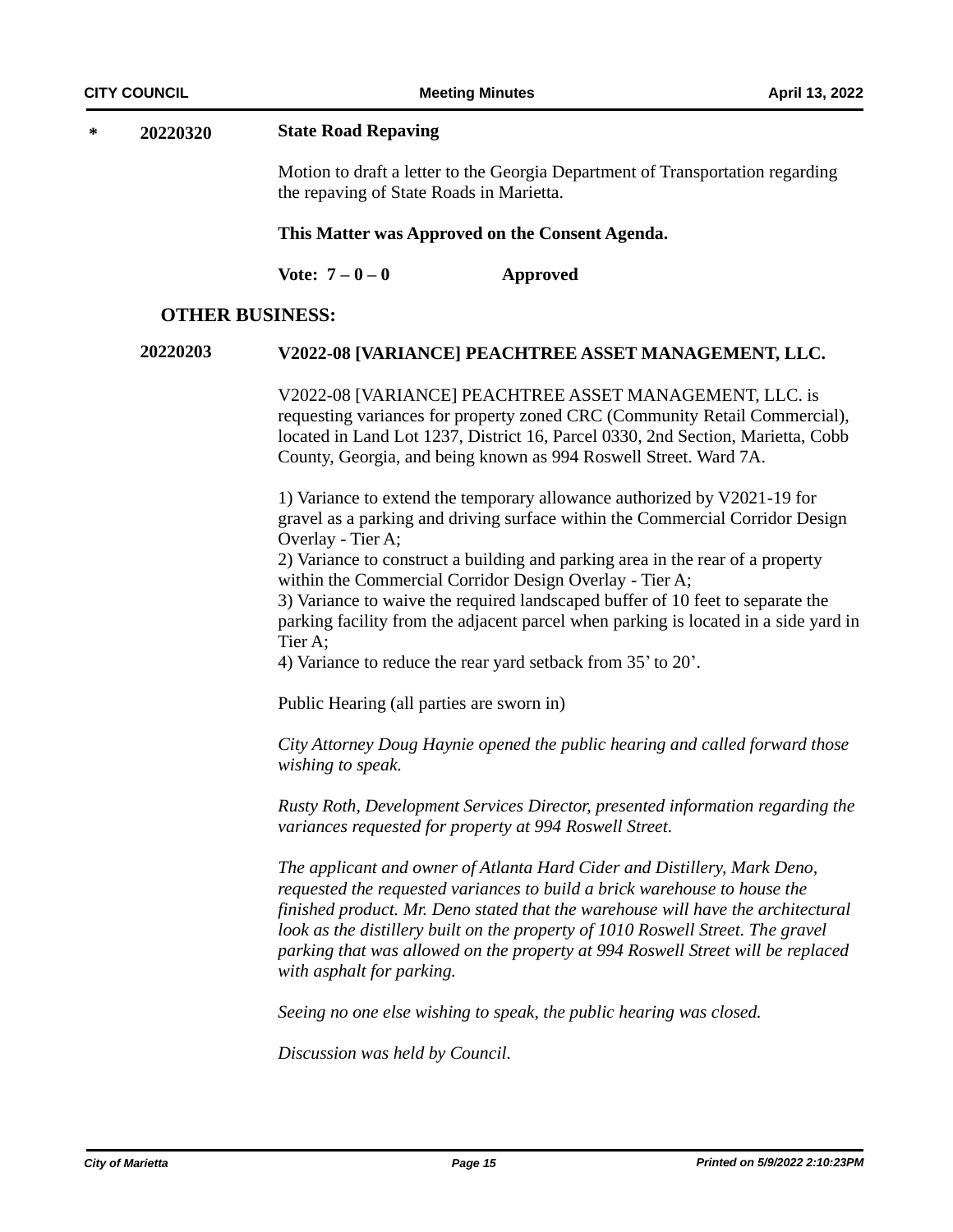**\* 20220320 State Road Repaving**

Motion to draft a letter to the Georgia Department of Transportation regarding the repaving of State Roads in Marietta.

**This Matter was Approved on the Consent Agenda.**

**Vote: 7 – 0 – 0 Approved**

## OTHER BUSINESS:

**20220203 V2022-08 [VARIANCE] PEACHTREE ASSET MANAGEMENT, LLC.**

V2022-08 [VARIANCE] PEACHTREE ASSET MANAGEMENT, LLC. is requesting variances for property zoned CRC (Community Retail Commercial), located in Land Lot 1237, District 16, Parcel 0330, 2nd Section, Marietta, Cobb County, Georgia, and being known as 994 Roswell Street. Ward 7A.

1) Variance to extend the temporary allowance authorized by V2021-19 for gravel as a parking and driving surface within the Commercial Corridor Design Overlay - Tier A;
2) Variance to construct a building and parking area in the rear of a property within the Commercial Corridor Design Overlay - Tier A;
3) Variance to waive the required landscaped buffer of 10 feet to separate the parking facility from the adjacent parcel when parking is located in a side yard in Tier A;
4) Variance to reduce the rear yard setback from 35' to 20'.

Public Hearing (all parties are sworn in)

*City Attorney Doug Haynie opened the public hearing and called forward those wishing to speak.*

*Rusty Roth, Development Services Director, presented information regarding the variances requested for property at 994 Roswell Street.*

*The applicant and owner of Atlanta Hard Cider and Distillery, Mark Deno, requested the requested variances to build a brick warehouse to house the finished product. Mr. Deno stated that the warehouse will have the architectural look as the distillery built on the property of 1010 Roswell Street. The gravel parking that was allowed on the property at 994 Roswell Street will be replaced with asphalt for parking.*

*Seeing no one else wishing to speak, the public hearing was closed.*

*Discussion was held by Council.*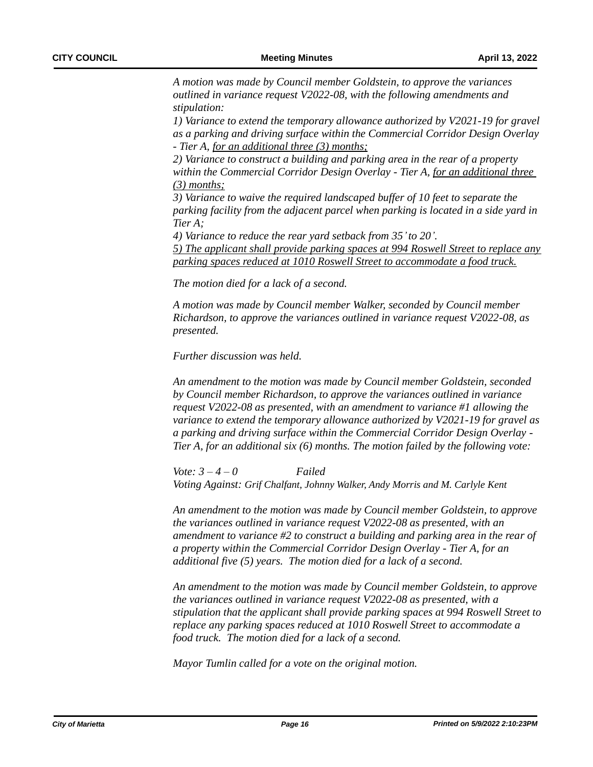*A motion was made by Council member Goldstein, to approve the variances outlined in variance request V2022-08, with the following amendments and stipulation:*

*1) Variance to extend the temporary allowance authorized by V2021-19 for gravel as a parking and driving surface within the Commercial Corridor Design Overlay - Tier A, <u>for an additional three (3) months;</u>*

*2) Variance to construct a building and parking area in the rear of a property within the Commercial Corridor Design Overlay - Tier A, <u>for an additional three (3) months;</u>*

*3) Variance to waive the required landscaped buffer of 10 feet to separate the parking facility from the adjacent parcel when parking is located in a side yard in Tier A;*

*4) Variance to reduce the rear yard setback from 35' to 20'.*

*<u>5) The applicant shall provide parking spaces at 994 Roswell Street to replace any parking spaces reduced at 1010 Roswell Street to accommodate a food truck.</u>*

*The motion died for a lack of a second.*

*A motion was made by Council member Walker, seconded by Council member Richardson, to approve the variances outlined in variance request V2022-08, as presented.*

*Further discussion was held.*

*An amendment to the motion was made by Council member Goldstein, seconded by Council member Richardson, to approve the variances outlined in variance request V2022-08 as presented, with an amendment to variance #1 allowing the variance to extend the temporary allowance authorized by V2021-19 for gravel as a parking and driving surface within the Commercial Corridor Design Overlay - Tier A, for an additional six (6) months. The motion failed by the following vote:*

*Vote: 3 – 4 – 0 Failed*
*Voting Against: Grif Chalfant, Johnny Walker, Andy Morris and M. Carlyle Kent*

*An amendment to the motion was made by Council member Goldstein, to approve the variances outlined in variance request V2022-08 as presented, with an amendment to variance #2 to construct a building and parking area in the rear of a property within the Commercial Corridor Design Overlay - Tier A, for an additional five (5) years. The motion died for a lack of a second.*

*An amendment to the motion was made by Council member Goldstein, to approve the variances outlined in variance request V2022-08 as presented, with a stipulation that the applicant shall provide parking spaces at 994 Roswell Street to replace any parking spaces reduced at 1010 Roswell Street to accommodate a food truck. The motion died for a lack of a second.*

*Mayor Tumlin called for a vote on the original motion.*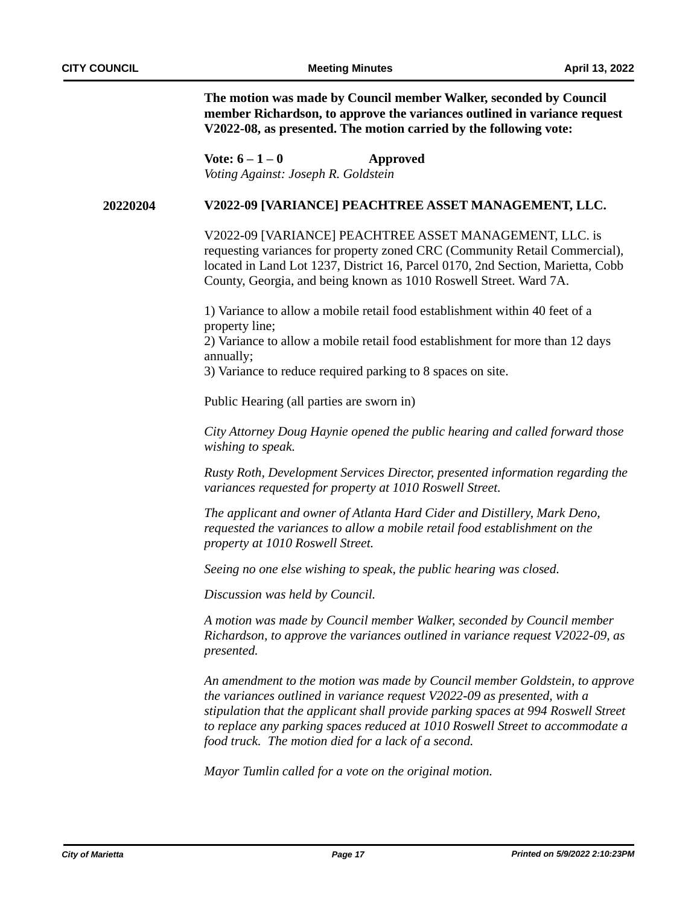**The motion was made by Council member Walker, seconded by Council member Richardson, to approve the variances outlined in variance request V2022-08, as presented. The motion carried by the following vote:**

**Vote: 6 – 1 – 0** **Approved**

*Voting Against: Joseph R. Goldstein*

## 20220204 V2022-09 [VARIANCE] PEACHTREE ASSET MANAGEMENT, LLC.

V2022-09 [VARIANCE] PEACHTREE ASSET MANAGEMENT, LLC. is requesting variances for property zoned CRC (Community Retail Commercial), located in Land Lot 1237, District 16, Parcel 0170, 2nd Section, Marietta, Cobb County, Georgia, and being known as 1010 Roswell Street. Ward 7A.

1) Variance to allow a mobile retail food establishment within 40 feet of a property line;
2) Variance to allow a mobile retail food establishment for more than 12 days annually;
3) Variance to reduce required parking to 8 spaces on site.

Public Hearing (all parties are sworn in)

*City Attorney Doug Haynie opened the public hearing and called forward those wishing to speak.*

*Rusty Roth, Development Services Director, presented information regarding the variances requested for property at 1010 Roswell Street.*

*The applicant and owner of Atlanta Hard Cider and Distillery, Mark Deno, requested the variances to allow a mobile retail food establishment on the property at 1010 Roswell Street.*

*Seeing no one else wishing to speak, the public hearing was closed.*

*Discussion was held by Council.*

*A motion was made by Council member Walker, seconded by Council member Richardson, to approve the variances outlined in variance request V2022-09, as presented.*

*An amendment to the motion was made by Council member Goldstein, to approve the variances outlined in variance request V2022-09 as presented, with a stipulation that the applicant shall provide parking spaces at 994 Roswell Street to replace any parking spaces reduced at 1010 Roswell Street to accommodate a food truck. The motion died for a lack of a second.*

*Mayor Tumlin called for a vote on the original motion.*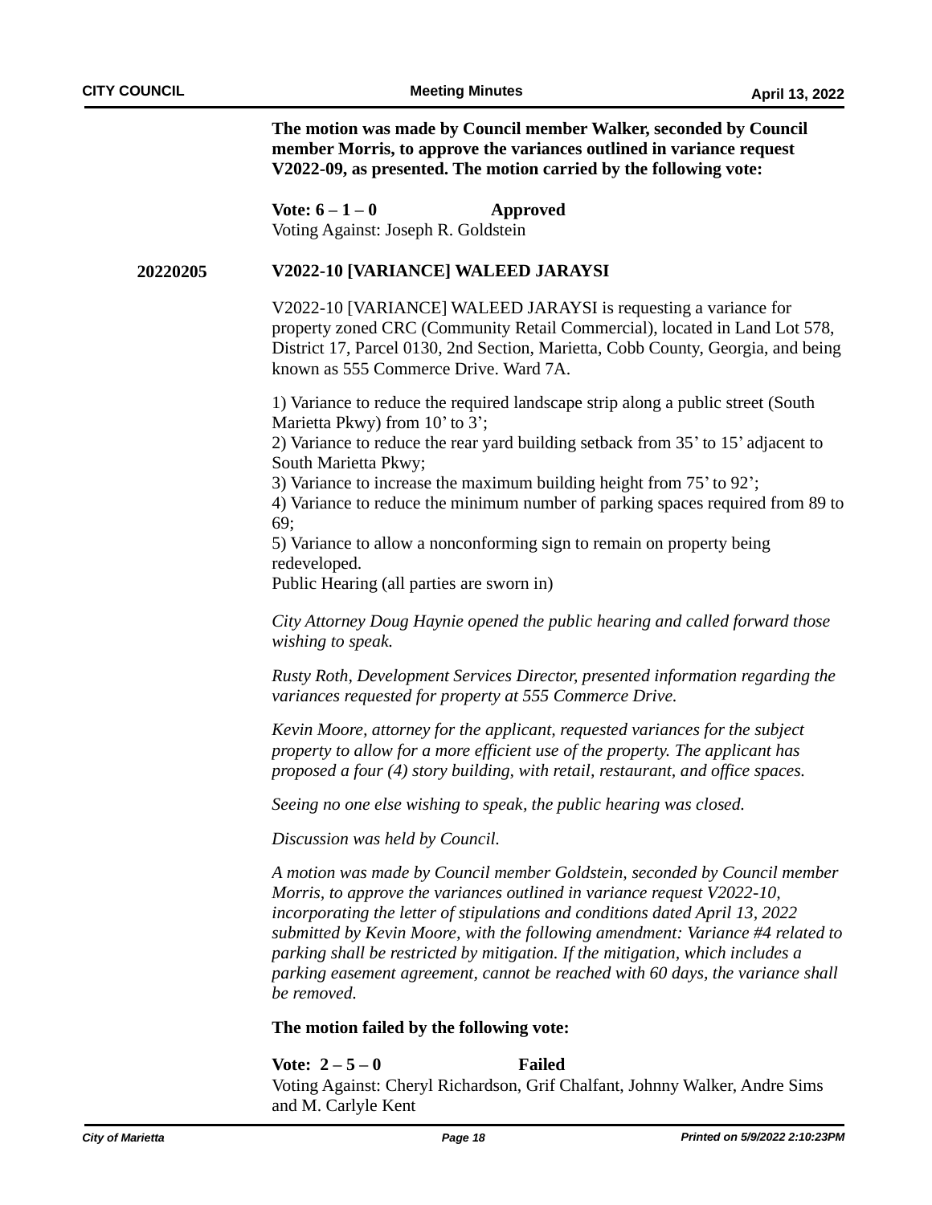**The motion was made by Council member Walker, seconded by Council member Morris, to approve the variances outlined in variance request V2022-09, as presented. The motion carried by the following vote:**

**Vote: 6 – 1 – 0** **Approved**
Voting Against: Joseph R. Goldstein

**20220205** **V2022-10 [VARIANCE] WALEED JARAYSI**

V2022-10 [VARIANCE] WALEED JARAYSI is requesting a variance for property zoned CRC (Community Retail Commercial), located in Land Lot 578, District 17, Parcel 0130, 2nd Section, Marietta, Cobb County, Georgia, and being known as 555 Commerce Drive. Ward 7A.

1) Variance to reduce the required landscape strip along a public street (South Marietta Pkwy) from 10' to 3';
2) Variance to reduce the rear yard building setback from 35' to 15' adjacent to South Marietta Pkwy;
3) Variance to increase the maximum building height from 75' to 92';
4) Variance to reduce the minimum number of parking spaces required from 89 to 69;
5) Variance to allow a nonconforming sign to remain on property being redeveloped.
Public Hearing (all parties are sworn in)

*City Attorney Doug Haynie opened the public hearing and called forward those wishing to speak.*

*Rusty Roth, Development Services Director, presented information regarding the variances requested for property at 555 Commerce Drive.*

*Kevin Moore, attorney for the applicant, requested variances for the subject property to allow for a more efficient use of the property. The applicant has proposed a four (4) story building, with retail, restaurant, and office spaces.*

*Seeing no one else wishing to speak, the public hearing was closed.*

*Discussion was held by Council.*

*A motion was made by Council member Goldstein, seconded by Council member Morris, to approve the variances outlined in variance request V2022-10, incorporating the letter of stipulations and conditions dated April 13, 2022 submitted by Kevin Moore, with the following amendment: Variance #4 related to parking shall be restricted by mitigation. If the mitigation, which includes a parking easement agreement, cannot be reached with 60 days, the variance shall be removed.*

**The motion failed by the following vote:**

**Vote: 2 – 5 – 0** **Failed**
Voting Against: Cheryl Richardson, Grif Chalfant, Johnny Walker, Andre Sims and M. Carlyle Kent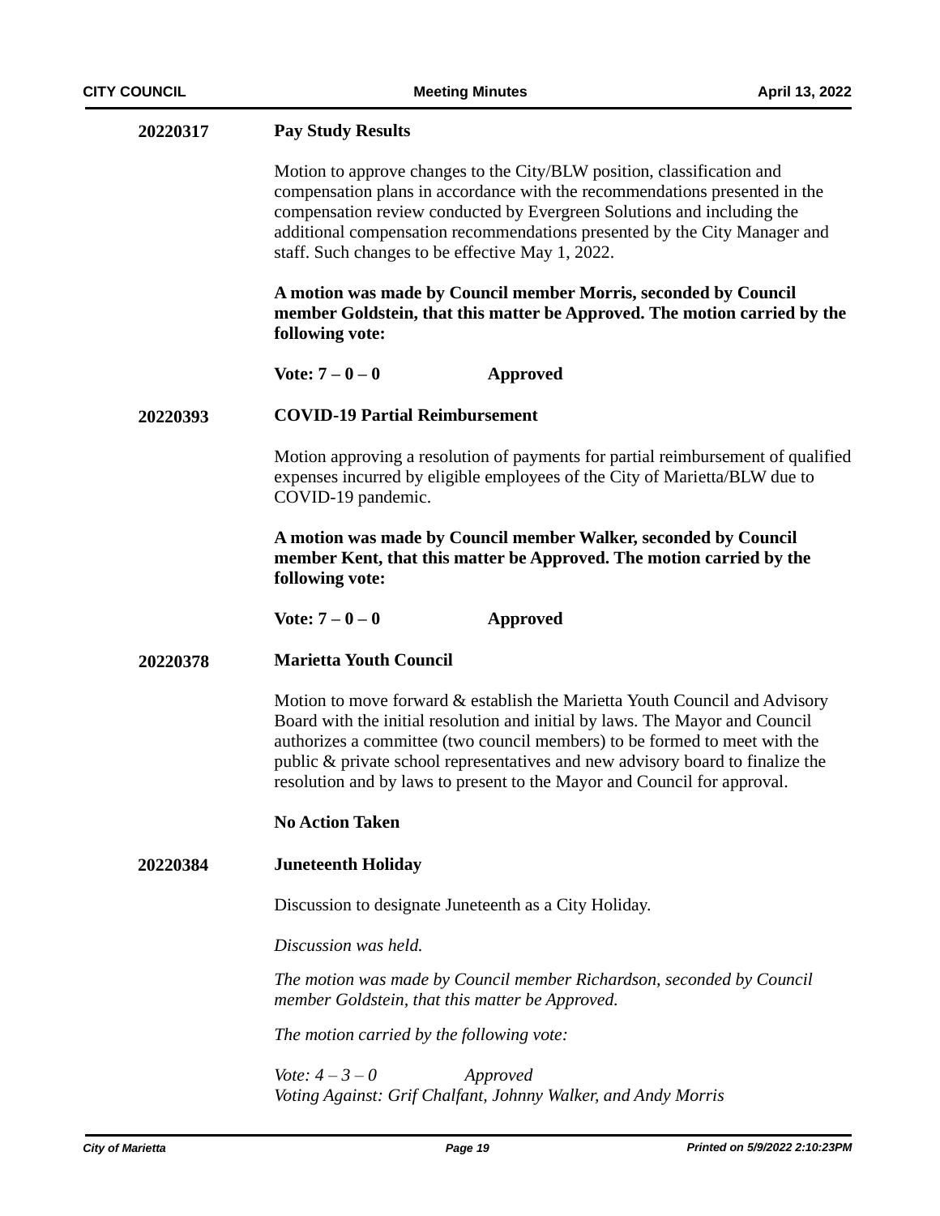**20220317 Pay Study Results**

Motion to approve changes to the City/BLW position, classification and compensation plans in accordance with the recommendations presented in the compensation review conducted by Evergreen Solutions and including the additional compensation recommendations presented by the City Manager and staff. Such changes to be effective May 1, 2022.

**A motion was made by Council member Morris, seconded by Council member Goldstein, that this matter be Approved. The motion carried by the following vote:**

**Vote: 7 – 0 – 0 Approved**

**20220393 COVID-19 Partial Reimbursement**

Motion approving a resolution of payments for partial reimbursement of qualified expenses incurred by eligible employees of the City of Marietta/BLW due to COVID-19 pandemic.

**A motion was made by Council member Walker, seconded by Council member Kent, that this matter be Approved. The motion carried by the following vote:**

**Vote: 7 – 0 – 0 Approved**

**20220378 Marietta Youth Council**

Motion to move forward & establish the Marietta Youth Council and Advisory Board with the initial resolution and initial by laws. The Mayor and Council authorizes a committee (two council members) to be formed to meet with the public & private school representatives and new advisory board to finalize the resolution and by laws to present to the Mayor and Council for approval.

**No Action Taken**

**20220384 Juneteenth Holiday**

Discussion to designate Juneteenth as a City Holiday.

*Discussion was held.*

*The motion was made by Council member Richardson, seconded by Council member Goldstein, that this matter be Approved.*

*The motion carried by the following vote:*

*Vote: 4 – 3 – 0 Approved*
*Voting Against: Grif Chalfant, Johnny Walker, and Andy Morris*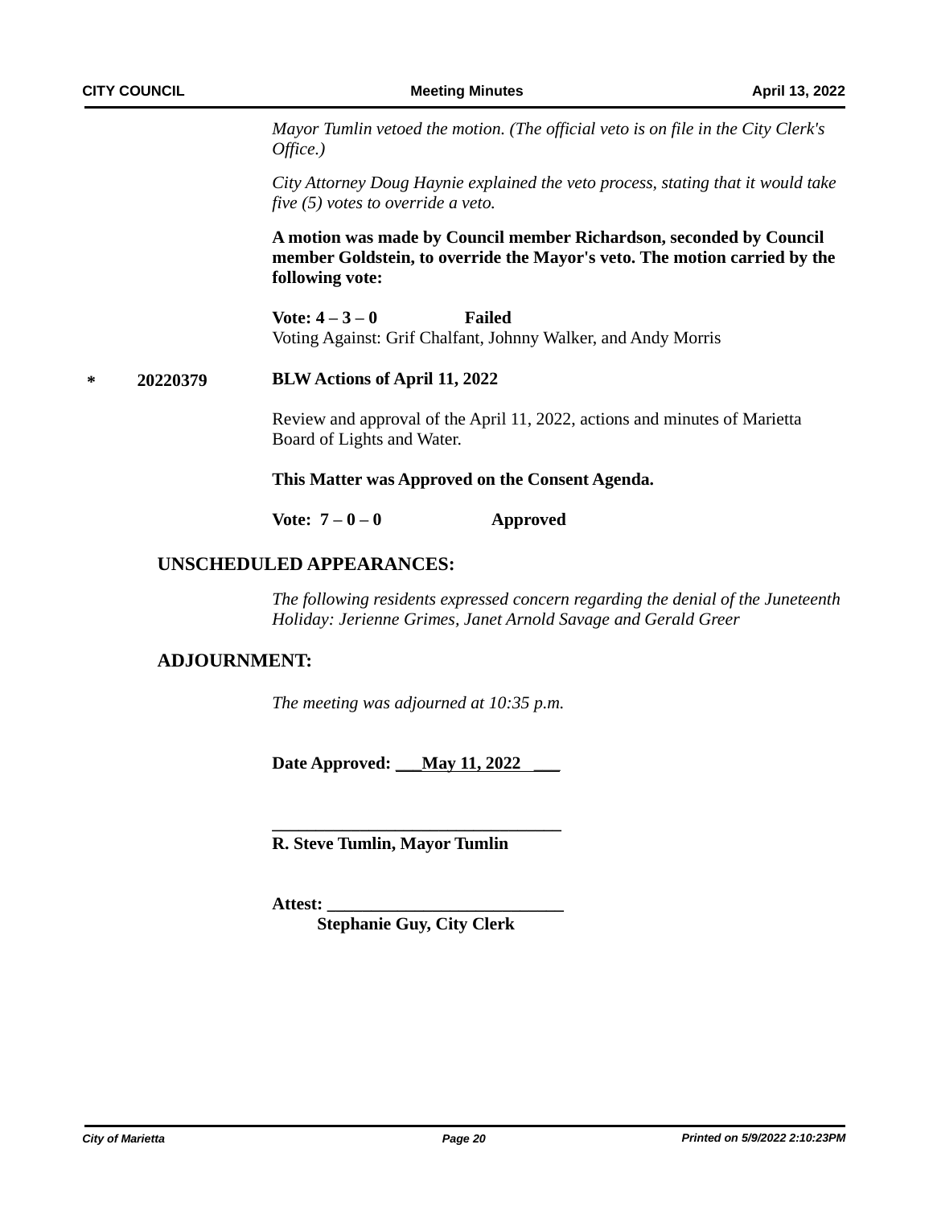*Mayor Tumlin vetoed the motion. (The official veto is on file in the City Clerk's Office.)*

*City Attorney Doug Haynie explained the veto process, stating that it would take five (5) votes to override a veto.*

**A motion was made by Council member Richardson, seconded by Council member Goldstein, to override the Mayor's veto. The motion carried by the following vote:**

**Vote: 4 – 3 – 0 Failed**
Voting Against: Grif Chalfant, Johnny Walker, and Andy Morris

**\* 20220379 BLW Actions of April 11, 2022**

Review and approval of the April 11, 2022, actions and minutes of Marietta Board of Lights and Water.

**This Matter was Approved on the Consent Agenda.**

**Vote: 7 – 0 – 0 Approved**

## UNSCHEDULED APPEARANCES:

*The following residents expressed concern regarding the denial of the Juneteenth Holiday: Jerienne Grimes, Janet Arnold Savage and Gerald Greer*

## ADJOURNMENT:

*The meeting was adjourned at 10:35 p.m.*

**Date Approved: \_\_\_May 11, 2022 \_\_\_**

**\_\_\_\_\_\_\_\_\_\_\_\_\_\_\_\_\_\_\_\_\_\_\_\_\_\_\_\_\_\_\_\_**
**R. Steve Tumlin, Mayor Tumlin**

**Attest: \_\_\_\_\_\_\_\_\_\_\_\_\_\_\_\_\_\_\_\_\_\_\_\_\_\_\_**
**Stephanie Guy, City Clerk**